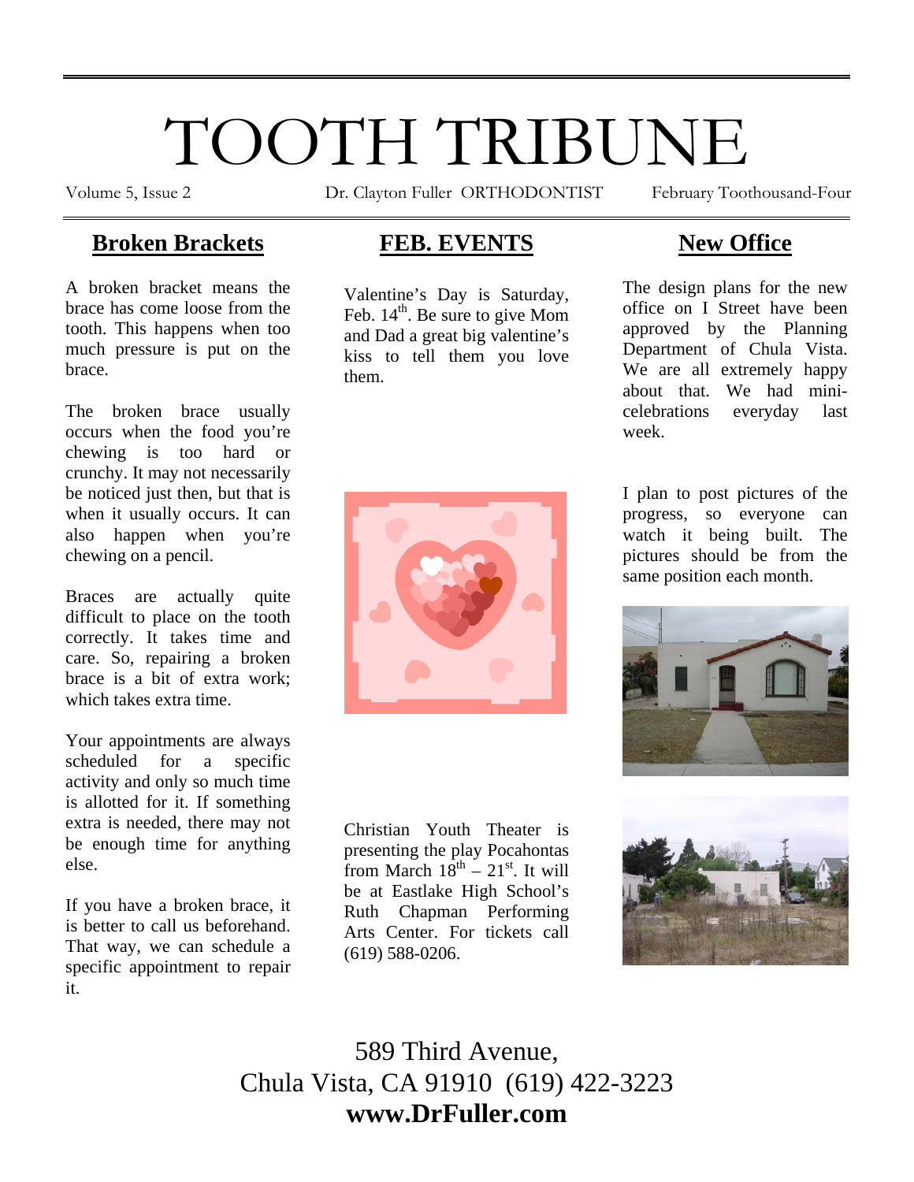# TOOTH TRIBUNE

Volume 5, Issue 2 — Dr. Clayton Fuller ORTHODONTIST — February Toothousand-Four

## Broken Brackets

A broken bracket means the brace has come loose from the tooth. This happens when too much pressure is put on the brace.

The broken brace usually occurs when the food you're chewing is too hard or crunchy. It may not necessarily be noticed just then, but that is when it usually occurs. It can also happen when you're chewing on a pencil.

Braces are actually quite difficult to place on the tooth correctly. It takes time and care. So, repairing a broken brace is a bit of extra work; which takes extra time.

Your appointments are always scheduled for a specific activity and only so much time is allotted for it. If something extra is needed, there may not be enough time for anything else.

If you have a broken brace, it is better to call us beforehand. That way, we can schedule a specific appointment to repair it.

## FEB. EVENTS

Valentine's Day is Saturday, Feb. 14th. Be sure to give Mom and Dad a great big valentine's kiss to tell them you love them.

Christian Youth Theater is presenting the play Pocahontas from March 18th – 21st. It will be at Eastlake High School's Ruth Chapman Performing Arts Center. For tickets call (619) 588-0206.

## New Office

The design plans for the new office on I Street have been approved by the Planning Department of Chula Vista. We are all extremely happy about that. We had mini-celebrations everyday last week.

I plan to post pictures of the progress, so everyone can watch it being built. The pictures should be from the same position each month.

589 Third Avenue,
Chula Vista, CA 91910 (619) 422-3223
**www.DrFuller.com**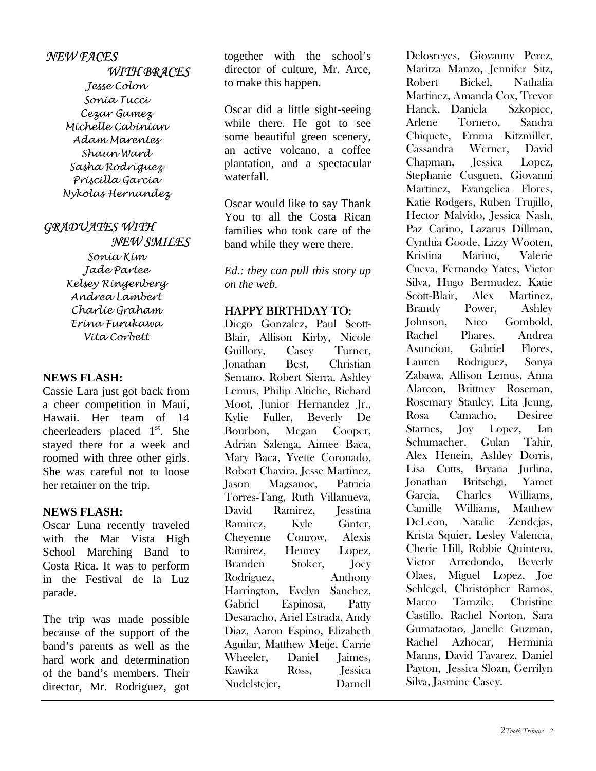*NEW FACES WITH BRACES*

*Jesse Colon*
*Sonia Tucci*
*Cezar Gamez*
*Michelle Cabinian*
*Adam Marentes*
*Shaun Ward*
*Sasha Rodriguez*
*Priscilla Garcia*
*Nykolas Hernandez*

*GRADUATES WITH NEW SMILES*

*Sonia Kim*
*Jade Partee*
*Kelsey Ringenberg*
*Andrea Lambert*
*Charlie Graham*
*Erina Furukawa*
*Vita Corbett*

**NEWS FLASH:**

Cassie Lara just got back from a cheer competition in Maui, Hawaii. Her team of 14 cheerleaders placed 1st. She stayed there for a week and roomed with three other girls. She was careful not to loose her retainer on the trip.

**NEWS FLASH:**

Oscar Luna recently traveled with the Mar Vista High School Marching Band to Costa Rica. It was to perform in the Festival de la Luz parade.

The trip was made possible because of the support of the band's parents as well as the hard work and determination of the band's members. Their director, Mr. Rodriguez, got together with the school's director of culture, Mr. Arce, to make this happen.

Oscar did a little sight-seeing while there. He got to see some beautiful green scenery, an active volcano, a coffee plantation, and a spectacular waterfall.

Oscar would like to say Thank You to all the Costa Rican families who took care of the band while they were there.

*Ed.: they can pull this story up on the web.*

**HAPPY BIRTHDAY TO:**

Diego Gonzalez, Paul Scott-Blair, Allison Kirby, Nicole Guillory, Casey Turner, Jonathan Best, Christian Semano, Robert Sierra, Ashley Lemus, Philip Altiche, Richard Moot, Junior Hernandez Jr., Kylie Fuller, Beverly De Bourbon, Megan Cooper, Adrian Salenga, Aimee Baca, Mary Baca, Yvette Coronado, Robert Chavira, Jesse Martinez, Jason Magsanoc, Patricia Torres-Tang, Ruth Villanueva, David Ramirez, Jesstina Ramirez, Kyle Ginter, Cheyenne Conrow, Alexis Ramirez, Henrey Lopez, Branden Stoker, Joey Rodriguez, Anthony Harrington, Evelyn Sanchez, Gabriel Espinosa, Patty Desaracho, Ariel Estrada, Andy Diaz, Aaron Espino, Elizabeth Aguilar, Matthew Metje, Carrie Wheeler, Daniel Jaimes, Kawika Ross, Jessica Nudelstejer, Darnell Delosreyes, Giovanny Perez, Maritza Manzo, Jennifer Sitz, Robert Bickel, Nathalia Martinez, Amanda Cox, Trevor Hanck, Daniela Szkopiec, Arlene Tornero, Sandra Chiquete, Emma Kitzmiller, Cassandra Werner, David Chapman, Jessica Lopez, Stephanie Cusguen, Giovanni Martinez, Evangelica Flores, Katie Rodgers, Ruben Trujillo, Hector Malvido, Jessica Nash, Paz Carino, Lazarus Dillman, Cynthia Goode, Lizzy Wooten, Kristina Marino, Valerie Cueva, Fernando Yates, Victor Silva, Hugo Bermudez, Katie Scott-Blair, Alex Martinez, Brandy Power, Ashley Johnson, Nico Gombold, Rachel Phares, Andrea Asuncion, Gabriel Flores, Lauren Rodriguez, Sonya Zabawa, Allison Lemus, Anna Alarcon, Brittney Roseman, Rosemary Stanley, Lita Jeung, Rosa Camacho, Desiree Starnes, Joy Lopez, Ian Schumacher, Gulan Tahir, Alex Henein, Ashley Dorris, Lisa Cutts, Bryana Jurlina, Jonathan Britschgi, Yamet Garcia, Charles Williams, Camille Williams, Matthew DeLeon, Natalie Zendejas, Krista Squier, Lesley Valencia, Cherie Hill, Robbie Quintero, Victor Arredondo, Beverly Olaes, Miguel Lopez, Joe Schlegel, Christopher Ramos, Marco Tamzile, Christine Castillo, Rachel Norton, Sara Gumataotao, Janelle Guzman, Rachel Azhocar, Herminia Manns, David Tavarez, Daniel Payton, Jessica Sloan, Gerrilyn Silva, Jasmine Casey.